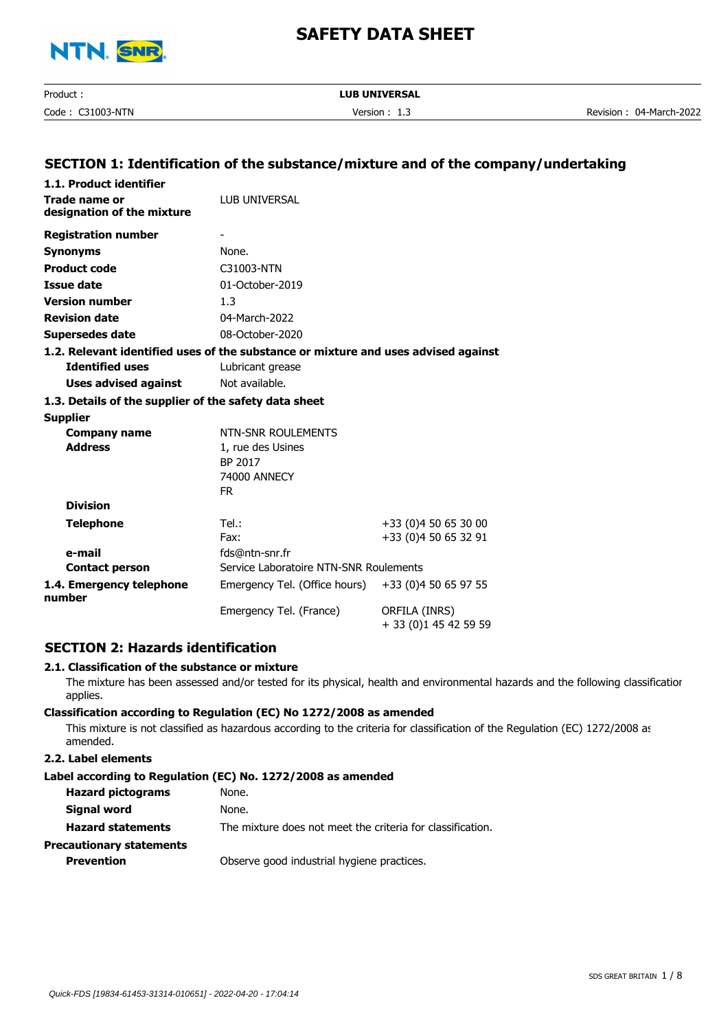# SAFETY DATA SHEET

## SECTION 1: Identification of the substance/mixture and of the company/undertaking

### 1.1. Product identifier

| | |
|---|---|
| **Trade name or designation of the mixture** | LUB UNIVERSAL |
| **Registration number** | - |
| **Synonyms** | None. |
| **Product code** | C31003-NTN |
| **Issue date** | 01-October-2019 |
| **Version number** | 1.3 |
| **Revision date** | 04-March-2022 |
| **Supersedes date** | 08-October-2020 |

### 1.2. Relevant identified uses of the substance or mixture and uses advised against

| | |
|---|---|
| **Identified uses** | Lubricant grease |
| **Uses advised against** | Not available. |

### 1.3. Details of the supplier of the safety data sheet

**Supplier**

| | | |
|---|---|---|
| **Company name** | NTN-SNR ROULEMENTS | |
| **Address** | 1, rue des Usines<br>BP 2017<br>74000 ANNECY<br>FR | |
| **Division** | | |
| **Telephone** | Tel.: | +33 (0)4 50 65 30 00 |
| | Fax: | +33 (0)4 50 65 32 91 |
| **e-mail** | fds@ntn-snr.fr | |
| **Contact person** | Service Laboratoire NTN-SNR Roulements | |

### 1.4. Emergency telephone number

| | |
|---|---|
| Emergency Tel. (Office hours) | +33 (0)4 50 65 97 55 |
| Emergency Tel. (France) | ORFILA (INRS)<br>+ 33 (0)1 45 42 59 59 |

## SECTION 2: Hazards identification

### 2.1. Classification of the substance or mixture

The mixture has been assessed and/or tested for its physical, health and environmental hazards and the following classification applies.

**Classification according to Regulation (EC) No 1272/2008 as amended**

This mixture is not classified as hazardous according to the criteria for classification of the Regulation (EC) 1272/2008 as amended.

### 2.2. Label elements

**Label according to Regulation (EC) No. 1272/2008 as amended**

| | |
|---|---|
| **Hazard pictograms** | None. |
| **Signal word** | None. |
| **Hazard statements** | The mixture does not meet the criteria for classification. |

**Precautionary statements**

| | |
|---|---|
| **Prevention** | Observe good industrial hygiene practices. |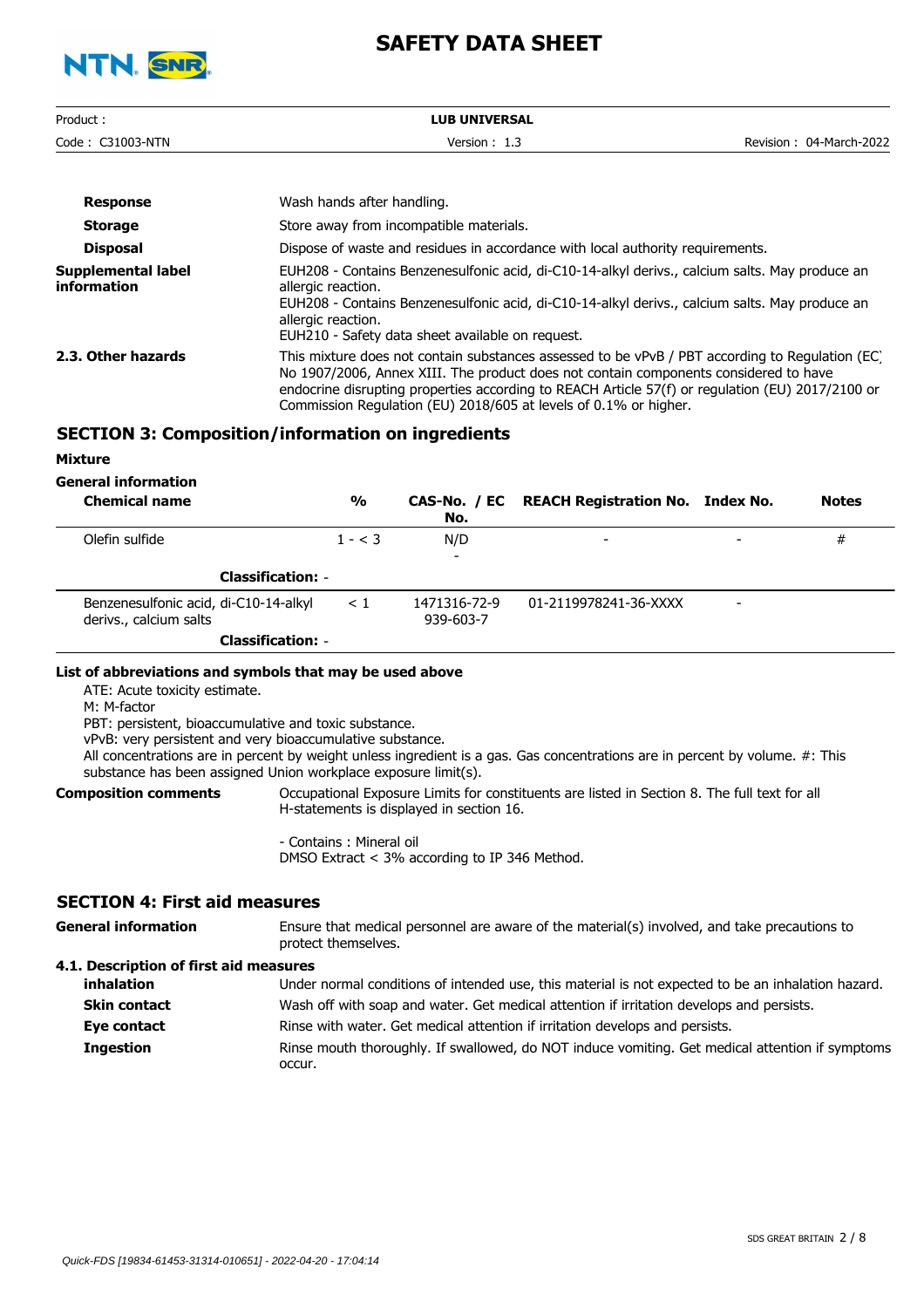| | |
|---|---|
| **Response** | Wash hands after handling. |
| **Storage** | Store away from incompatible materials. |
| **Disposal** | Dispose of waste and residues in accordance with local authority requirements. |
| **Supplemental label information** | EUH208 - Contains Benzenesulfonic acid, di-C10-14-alkyl derivs., calcium salts. May produce an allergic reaction.<br>EUH208 - Contains Benzenesulfonic acid, di-C10-14-alkyl derivs., calcium salts. May produce an allergic reaction.<br>EUH210 - Safety data sheet available on request. |
| **2.3. Other hazards** | This mixture does not contain substances assessed to be vPvB / PBT according to Regulation (EC) No 1907/2006, Annex XIII. The product does not contain components considered to have endocrine disrupting properties according to REACH Article 57(f) or regulation (EU) 2017/2100 or Commission Regulation (EU) 2018/605 at levels of 0.1% or higher. |

## SECTION 3: Composition/information on ingredients

**Mixture**

**General information**

| Chemical name | % | CAS-No. / EC No. | REACH Registration No. | Index No. | Notes |
|---|---|---|---|---|---|
| Olefin sulfide | 1 - < 3 | N/D<br>- | - | - | # |
| **Classification:** - | | | | | |
| Benzenesulfonic acid, di-C10-14-alkyl derivs., calcium salts | < 1 | 1471316-72-9<br>939-603-7 | 01-2119978241-36-XXXX | - | |
| **Classification:** - | | | | | |

**List of abbreviations and symbols that may be used above**

ATE: Acute toxicity estimate.
M: M-factor
PBT: persistent, bioaccumulative and toxic substance.
vPvB: very persistent and very bioaccumulative substance.
All concentrations are in percent by weight unless ingredient is a gas. Gas concentrations are in percent by volume. #: This substance has been assigned Union workplace exposure limit(s).

**Composition comments** Occupational Exposure Limits for constituents are listed in Section 8. The full text for all H-statements is displayed in section 16.

- Contains : Mineral oil
DMSO Extract < 3% according to IP 346 Method.

## SECTION 4: First aid measures

**General information** Ensure that medical personnel are aware of the material(s) involved, and take precautions to protect themselves.

**4.1. Description of first aid measures**

| | |
|---|---|
| **inhalation** | Under normal conditions of intended use, this material is not expected to be an inhalation hazard. |
| **Skin contact** | Wash off with soap and water. Get medical attention if irritation develops and persists. |
| **Eye contact** | Rinse with water. Get medical attention if irritation develops and persists. |
| **Ingestion** | Rinse mouth thoroughly. If swallowed, do NOT induce vomiting. Get medical attention if symptoms occur. |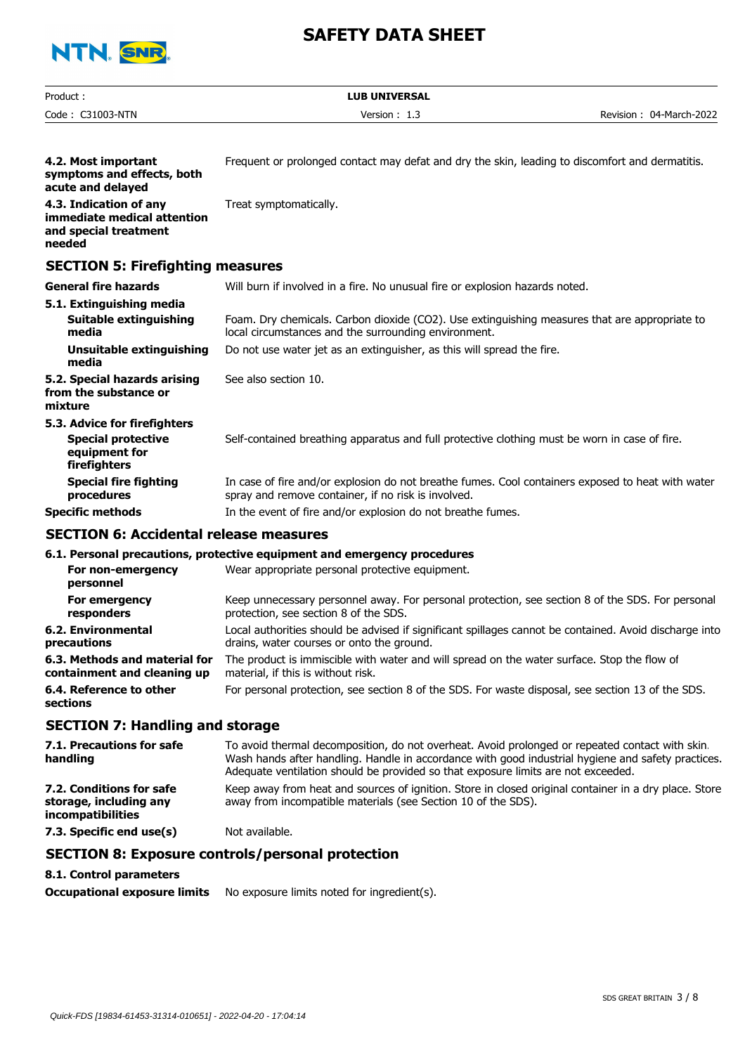| | |
|---|---|
| **4.2. Most important symptoms and effects, both acute and delayed** | Frequent or prolonged contact may defat and dry the skin, leading to discomfort and dermatitis. |
| **4.3. Indication of any immediate medical attention and special treatment needed** | Treat symptomatically. |

## SECTION 5: Firefighting measures

| | |
|---|---|
| **General fire hazards** | Will burn if involved in a fire. No unusual fire or explosion hazards noted. |
| **5.1. Extinguishing media** | |
| **Suitable extinguishing media** | Foam. Dry chemicals. Carbon dioxide ($CO_2$). Use extinguishing measures that are appropriate to local circumstances and the surrounding environment. |
| **Unsuitable extinguishing media** | Do not use water jet as an extinguisher, as this will spread the fire. |
| **5.2. Special hazards arising from the substance or mixture** | See also section 10. |
| **5.3. Advice for firefighters** | |
| **Special protective equipment for firefighters** | Self-contained breathing apparatus and full protective clothing must be worn in case of fire. |
| **Special fire fighting procedures** | In case of fire and/or explosion do not breathe fumes. Cool containers exposed to heat with water spray and remove container, if no risk is involved. |
| **Specific methods** | In the event of fire and/or explosion do not breathe fumes. |

## SECTION 6: Accidental release measures

**6.1. Personal precautions, protective equipment and emergency procedures**

| | |
|---|---|
| **For non-emergency personnel** | Wear appropriate personal protective equipment. |
| **For emergency responders** | Keep unnecessary personnel away. For personal protection, see section 8 of the SDS. For personal protection, see section 8 of the SDS. |
| **6.2. Environmental precautions** | Local authorities should be advised if significant spillages cannot be contained. Avoid discharge into drains, water courses or onto the ground. |
| **6.3. Methods and material for containment and cleaning up** | The product is immiscible with water and will spread on the water surface. Stop the flow of material, if this is without risk. |
| **6.4. Reference to other sections** | For personal protection, see section 8 of the SDS. For waste disposal, see section 13 of the SDS. |

## SECTION 7: Handling and storage

| | |
|---|---|
| **7.1. Precautions for safe handling** | To avoid thermal decomposition, do not overheat. Avoid prolonged or repeated contact with skin. Wash hands after handling. Handle in accordance with good industrial hygiene and safety practices. Adequate ventilation should be provided so that exposure limits are not exceeded. |
| **7.2. Conditions for safe storage, including any incompatibilities** | Keep away from heat and sources of ignition. Store in closed original container in a dry place. Store away from incompatible materials (see Section 10 of the SDS). |
| **7.3. Specific end use(s)** | Not available. |

## SECTION 8: Exposure controls/personal protection

**8.1. Control parameters**

| | |
|---|---|
| **Occupational exposure limits** | No exposure limits noted for ingredient(s). |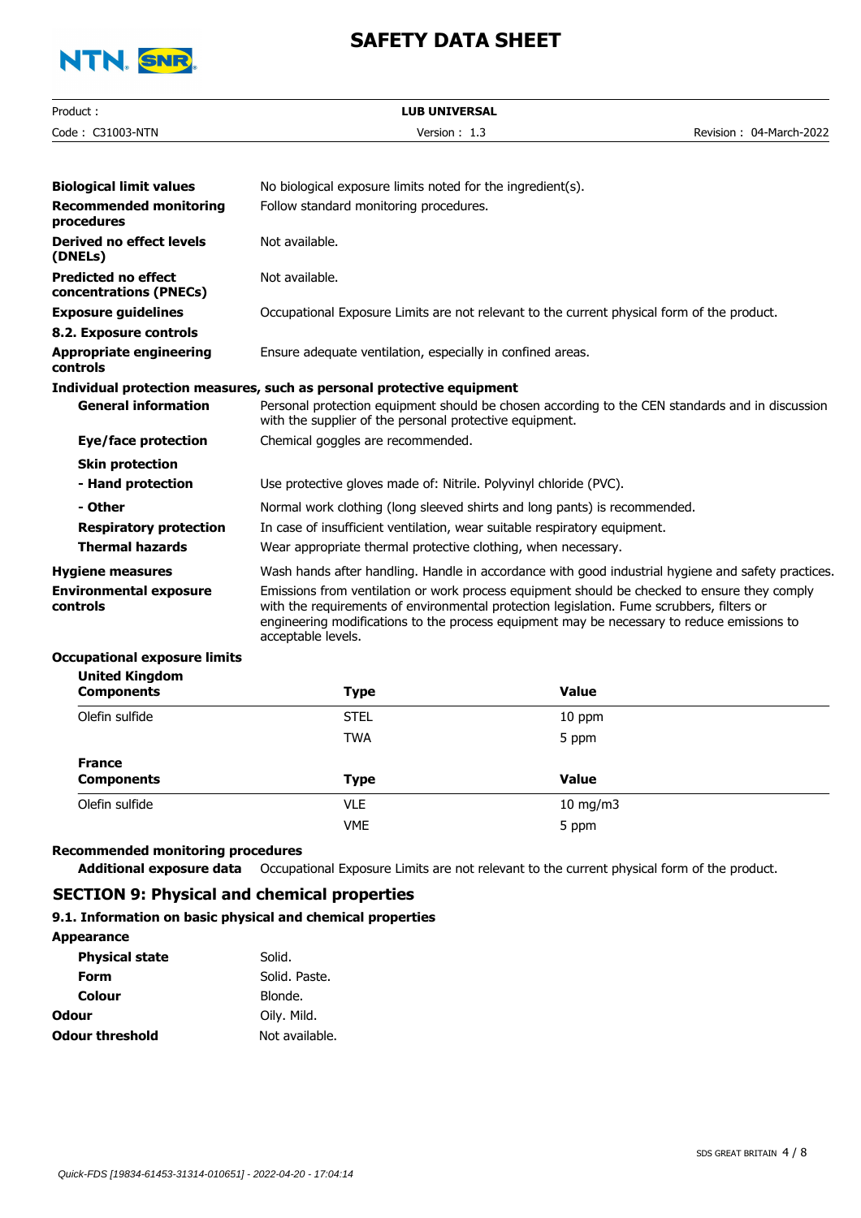| | |
|---|---|
| **Biological limit values** | No biological exposure limits noted for the ingredient(s). |
| **Recommended monitoring procedures** | Follow standard monitoring procedures. |
| **Derived no effect levels (DNELs)** | Not available. |
| **Predicted no effect concentrations (PNECs)** | Not available. |
| **Exposure guidelines** | Occupational Exposure Limits are not relevant to the current physical form of the product. |

**8.2. Exposure controls**

| | |
|---|---|
| **Appropriate engineering controls** | Ensure adequate ventilation, especially in confined areas. |

**Individual protection measures, such as personal protective equipment**

| | |
|---|---|
| **General information** | Personal protection equipment should be chosen according to the CEN standards and in discussion with the supplier of the personal protective equipment. |
| **Eye/face protection** | Chemical goggles are recommended. |
| **Skin protection** | |
| **- Hand protection** | Use protective gloves made of: Nitrile. Polyvinyl chloride (PVC). |
| **- Other** | Normal work clothing (long sleeved shirts and long pants) is recommended. |
| **Respiratory protection** | In case of insufficient ventilation, wear suitable respiratory equipment. |
| **Thermal hazards** | Wear appropriate thermal protective clothing, when necessary. |
| **Hygiene measures** | Wash hands after handling. Handle in accordance with good industrial hygiene and safety practices. |
| **Environmental exposure controls** | Emissions from ventilation or work process equipment should be checked to ensure they comply with the requirements of environmental protection legislation. Fume scrubbers, filters or engineering modifications to the process equipment may be necessary to reduce emissions to acceptable levels. |

**Occupational exposure limits**

**United Kingdom**

| Components | Type | Value |
|---|---|---|
| Olefin sulfide | STEL | 10 ppm |
| | TWA | 5 ppm |

**France**

| Components | Type | Value |
|---|---|---|
| Olefin sulfide | VLE | 10 mg/m3 |
| | VME | 5 ppm |

**Recommended monitoring procedures**

| | |
|---|---|
| **Additional exposure data** | Occupational Exposure Limits are not relevant to the current physical form of the product. |

## SECTION 9: Physical and chemical properties

### 9.1. Information on basic physical and chemical properties

**Appearance**

| | |
|---|---|
| **Physical state** | Solid. |
| **Form** | Solid. Paste. |
| **Colour** | Blonde. |
| **Odour** | Oily. Mild. |
| **Odour threshold** | Not available. |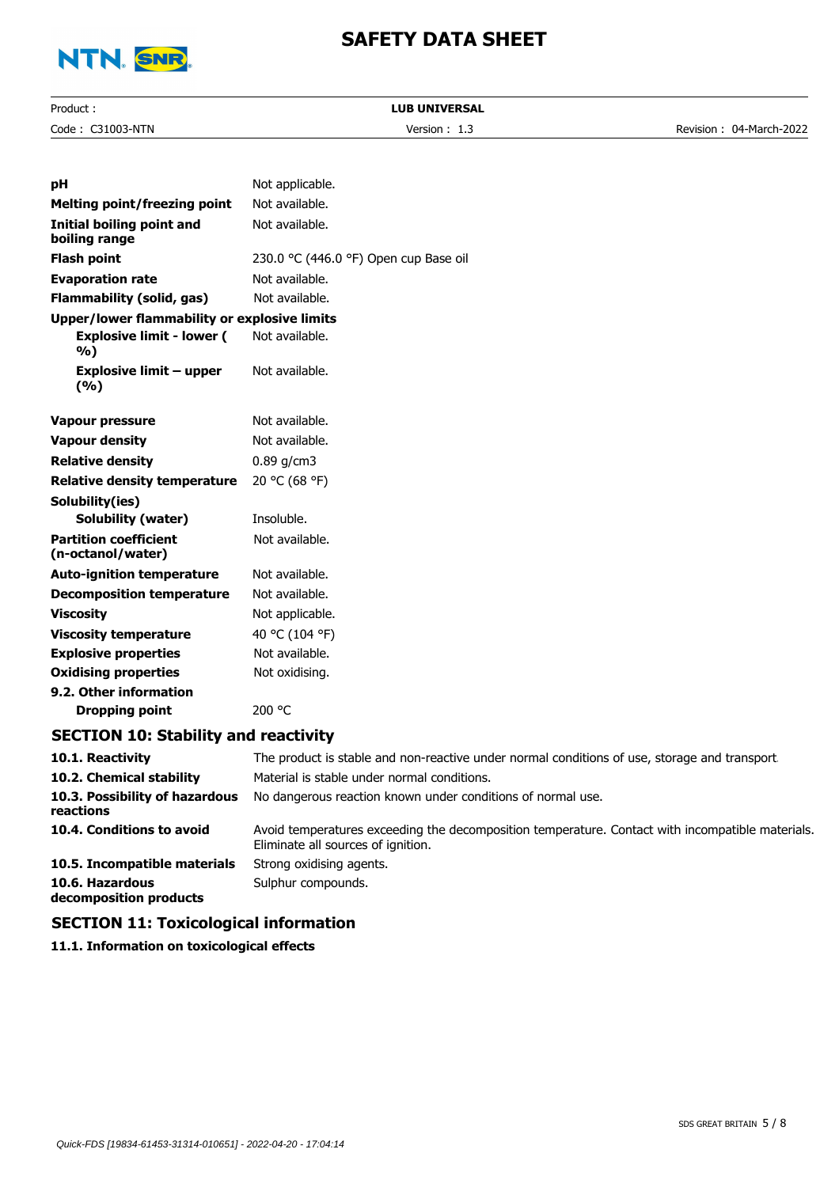| | |
|---|---|
| **pH** | Not applicable. |
| **Melting point/freezing point** | Not available. |
| **Initial boiling point and boiling range** | Not available. |
| **Flash point** | 230.0 °C (446.0 °F) Open cup Base oil |
| **Evaporation rate** | Not available. |
| **Flammability (solid, gas)** | Not available. |
| **Upper/lower flammability or explosive limits** | |
| **Explosive limit - lower (%)** | Not available. |
| **Explosive limit – upper (%)** | Not available. |
| **Vapour pressure** | Not available. |
| **Vapour density** | Not available. |
| **Relative density** | 0.89 g/cm3 |
| **Relative density temperature** | 20 °C (68 °F) |
| **Solubility(ies)** | |
| **Solubility (water)** | Insoluble. |
| **Partition coefficient (n-octanol/water)** | Not available. |
| **Auto-ignition temperature** | Not available. |
| **Decomposition temperature** | Not available. |
| **Viscosity** | Not applicable. |
| **Viscosity temperature** | 40 °C (104 °F) |
| **Explosive properties** | Not available. |
| **Oxidising properties** | Not oxidising. |
| **9.2. Other information** | |
| **Dropping point** | 200 °C |

## SECTION 10: Stability and reactivity

| | |
|---|---|
| **10.1. Reactivity** | The product is stable and non-reactive under normal conditions of use, storage and transport. |
| **10.2. Chemical stability** | Material is stable under normal conditions. |
| **10.3. Possibility of hazardous reactions** | No dangerous reaction known under conditions of normal use. |
| **10.4. Conditions to avoid** | Avoid temperatures exceeding the decomposition temperature. Contact with incompatible materials. Eliminate all sources of ignition. |
| **10.5. Incompatible materials** | Strong oxidising agents. |
| **10.6. Hazardous decomposition products** | Sulphur compounds. |

## SECTION 11: Toxicological information

**11.1. Information on toxicological effects**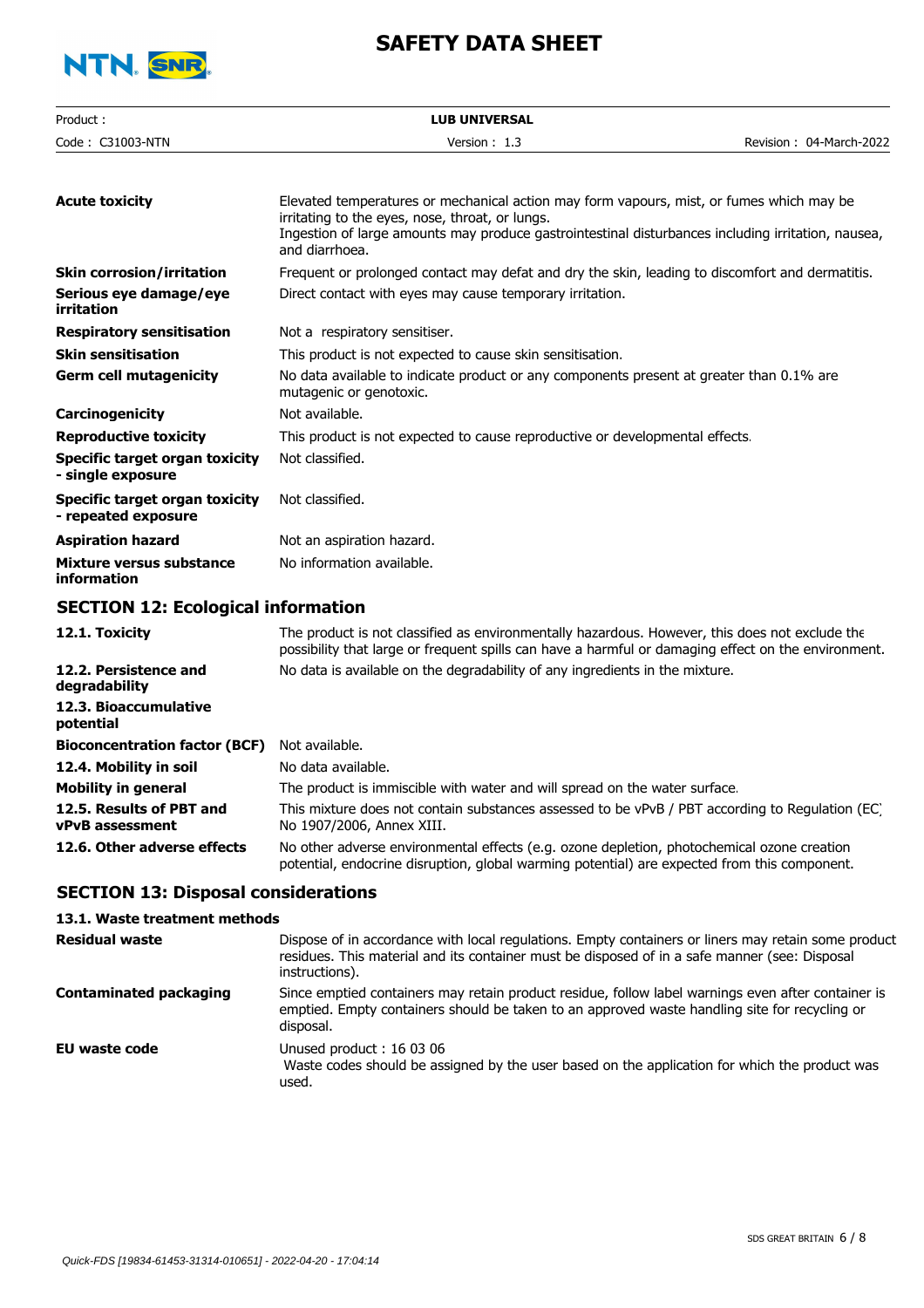| | |
|---|---|
| **Acute toxicity** | Elevated temperatures or mechanical action may form vapours, mist, or fumes which may be irritating to the eyes, nose, throat, or lungs.<br>Ingestion of large amounts may produce gastrointestinal disturbances including irritation, nausea, and diarrhoea. |
| **Skin corrosion/irritation** | Frequent or prolonged contact may defat and dry the skin, leading to discomfort and dermatitis. |
| **Serious eye damage/eye irritation** | Direct contact with eyes may cause temporary irritation. |
| **Respiratory sensitisation** | Not a respiratory sensitiser. |
| **Skin sensitisation** | This product is not expected to cause skin sensitisation. |
| **Germ cell mutagenicity** | No data available to indicate product or any components present at greater than 0.1% are mutagenic or genotoxic. |
| **Carcinogenicity** | Not available. |
| **Reproductive toxicity** | This product is not expected to cause reproductive or developmental effects. |
| **Specific target organ toxicity - single exposure** | Not classified. |
| **Specific target organ toxicity - repeated exposure** | Not classified. |
| **Aspiration hazard** | Not an aspiration hazard. |
| **Mixture versus substance information** | No information available. |

## SECTION 12: Ecological information

| | |
|---|---|
| **12.1. Toxicity** | The product is not classified as environmentally hazardous. However, this does not exclude the possibility that large or frequent spills can have a harmful or damaging effect on the environment. |
| **12.2. Persistence and degradability** | No data is available on the degradability of any ingredients in the mixture. |
| **12.3. Bioaccumulative potential** | |
| **Bioconcentration factor (BCF)** | Not available. |
| **12.4. Mobility in soil** | No data available. |
| **Mobility in general** | The product is immiscible with water and will spread on the water surface. |
| **12.5. Results of PBT and vPvB assessment** | This mixture does not contain substances assessed to be vPvB / PBT according to Regulation (EC) No 1907/2006, Annex XIII. |
| **12.6. Other adverse effects** | No other adverse environmental effects (e.g. ozone depletion, photochemical ozone creation potential, endocrine disruption, global warming potential) are expected from this component. |

## SECTION 13: Disposal considerations

### 13.1. Waste treatment methods

| | |
|---|---|
| **Residual waste** | Dispose of in accordance with local regulations. Empty containers or liners may retain some product residues. This material and its container must be disposed of in a safe manner (see: Disposal instructions). |
| **Contaminated packaging** | Since emptied containers may retain product residue, follow label warnings even after container is emptied. Empty containers should be taken to an approved waste handling site for recycling or disposal. |
| **EU waste code** | Unused product : 16 03 06<br>Waste codes should be assigned by the user based on the application for which the product was used. |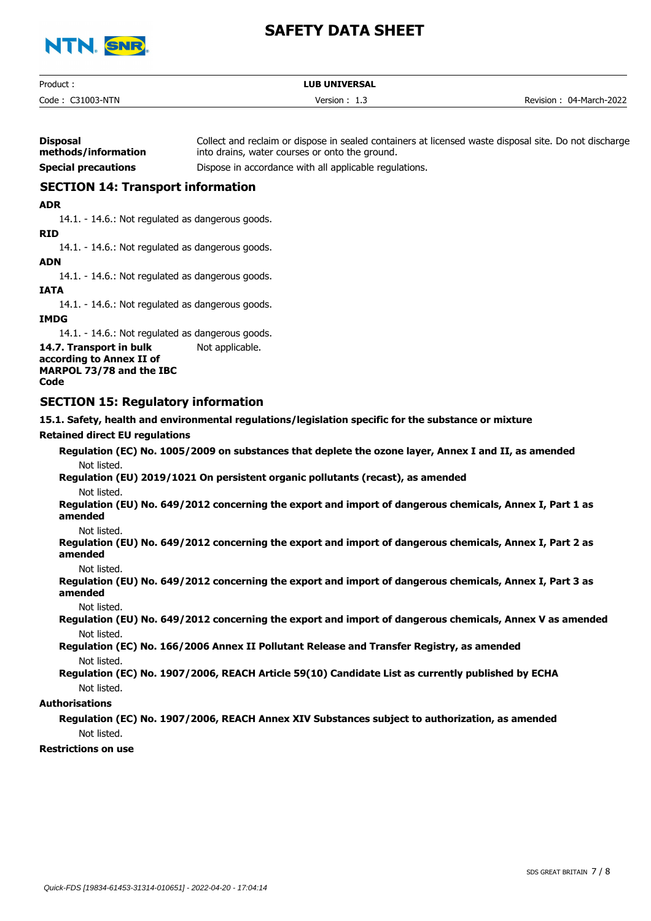**Disposal methods/information** Collect and reclaim or dispose in sealed containers at licensed waste disposal site. Do not discharge into drains, water courses or onto the ground.

**Special precautions** Dispose in accordance with all applicable regulations.

## SECTION 14: Transport information

**ADR**

14.1. - 14.6.: Not regulated as dangerous goods.

**RID**

14.1. - 14.6.: Not regulated as dangerous goods.

**ADN**

14.1. - 14.6.: Not regulated as dangerous goods.

**IATA**

14.1. - 14.6.: Not regulated as dangerous goods.

**IMDG**

14.1. - 14.6.: Not regulated as dangerous goods.

**14.7. Transport in bulk according to Annex II of MARPOL 73/78 and the IBC Code** Not applicable.

## SECTION 15: Regulatory information

**15.1. Safety, health and environmental regulations/legislation specific for the substance or mixture**

**Retained direct EU regulations**

**Regulation (EC) No. 1005/2009 on substances that deplete the ozone layer, Annex I and II, as amended**

Not listed.

**Regulation (EU) 2019/1021 On persistent organic pollutants (recast), as amended**

Not listed.

**Regulation (EU) No. 649/2012 concerning the export and import of dangerous chemicals, Annex I, Part 1 as amended**

Not listed.

**Regulation (EU) No. 649/2012 concerning the export and import of dangerous chemicals, Annex I, Part 2 as amended**

Not listed.

**Regulation (EU) No. 649/2012 concerning the export and import of dangerous chemicals, Annex I, Part 3 as amended**

Not listed.

**Regulation (EU) No. 649/2012 concerning the export and import of dangerous chemicals, Annex V as amended**

Not listed.

**Regulation (EC) No. 166/2006 Annex II Pollutant Release and Transfer Registry, as amended**

Not listed.

**Regulation (EC) No. 1907/2006, REACH Article 59(10) Candidate List as currently published by ECHA**

Not listed.

**Authorisations**

**Regulation (EC) No. 1907/2006, REACH Annex XIV Substances subject to authorization, as amended**

Not listed.

**Restrictions on use**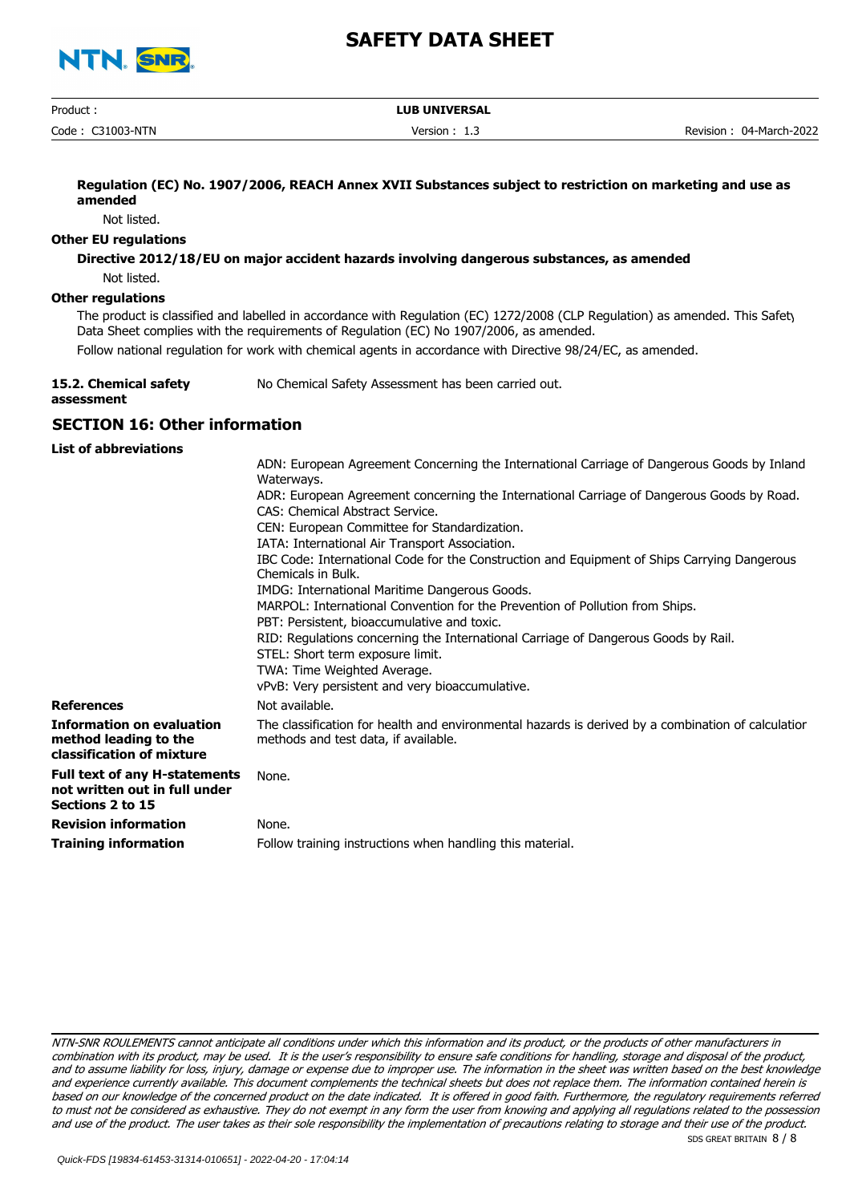**Regulation (EC) No. 1907/2006, REACH Annex XVII Substances subject to restriction on marketing and use as amended**

Not listed.

**Other EU regulations**

**Directive 2012/18/EU on major accident hazards involving dangerous substances, as amended**

Not listed.

**Other regulations**

The product is classified and labelled in accordance with Regulation (EC) 1272/2008 (CLP Regulation) as amended. This Safety Data Sheet complies with the requirements of Regulation (EC) No 1907/2006, as amended.

Follow national regulation for work with chemical agents in accordance with Directive 98/24/EC, as amended.

**15.2. Chemical safety assessment** No Chemical Safety Assessment has been carried out.

## SECTION 16: Other information

**List of abbreviations**

ADN: European Agreement Concerning the International Carriage of Dangerous Goods by Inland Waterways.
ADR: European Agreement concerning the International Carriage of Dangerous Goods by Road.
CAS: Chemical Abstract Service.
CEN: European Committee for Standardization.
IATA: International Air Transport Association.
IBC Code: International Code for the Construction and Equipment of Ships Carrying Dangerous Chemicals in Bulk.
IMDG: International Maritime Dangerous Goods.
MARPOL: International Convention for the Prevention of Pollution from Ships.
PBT: Persistent, bioaccumulative and toxic.
RID: Regulations concerning the International Carriage of Dangerous Goods by Rail.
STEL: Short term exposure limit.
TWA: Time Weighted Average.
vPvB: Very persistent and very bioaccumulative.

**References** Not available.

**Information on evaluation method leading to the classification of mixture** The classification for health and environmental hazards is derived by a combination of calculation methods and test data, if available.

**Full text of any H-statements not written out in full under Sections 2 to 15** None.

**Revision information** None.

**Training information** Follow training instructions when handling this material.

*NTN-SNR ROULEMENTS cannot anticipate all conditions under which this information and its product, or the products of other manufacturers in combination with its product, may be used. It is the user's responsibility to ensure safe conditions for handling, storage and disposal of the product, and to assume liability for loss, injury, damage or expense due to improper use. The information in the sheet was written based on the best knowledge and experience currently available. This document complements the technical sheets but does not replace them. The information contained herein is based on our knowledge of the concerned product on the date indicated. It is offered in good faith. Furthermore, the regulatory requirements referred to must not be considered as exhaustive. They do not exempt in any form the user from knowing and applying all regulations related to the possession and use of the product. The user takes as their sole responsibility the implementation of precautions relating to storage and their use of the product.*